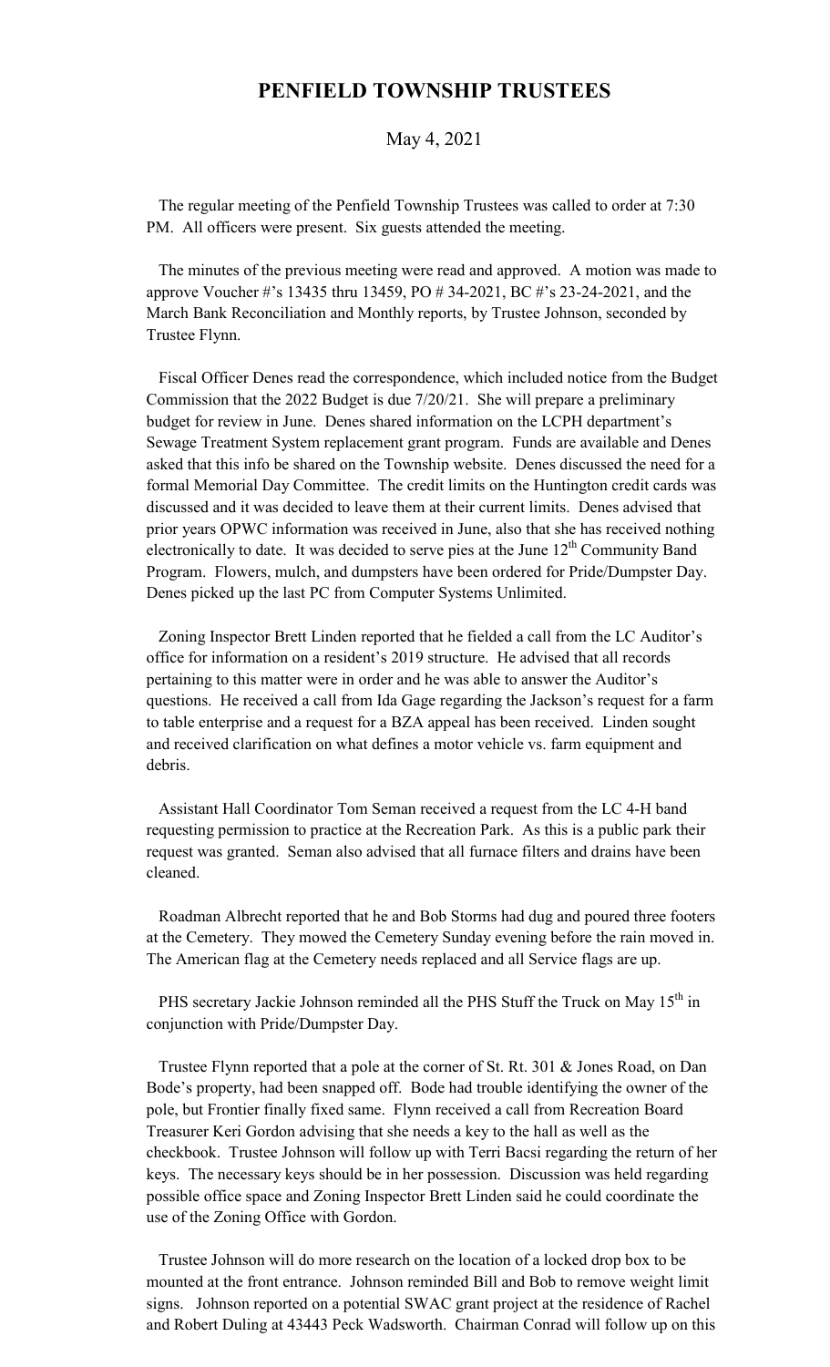# PENFIELD TOWNSHIP TRUSTEES

May 4, 2021

The regular meeting of the Penfield Township Trustees was called to order at 7:30 PM. All officers were present. Six guests attended the meeting.

The minutes of the previous meeting were read and approved. A motion was made to approve Voucher #'s 13435 thru 13459, PO # 34-2021, BC #'s 23-24-2021, and the March Bank Reconciliation and Monthly reports, by Trustee Johnson, seconded by Trustee Flynn.

Fiscal Officer Denes read the correspondence, which included notice from the Budget Commission that the 2022 Budget is due 7/20/21. She will prepare a preliminary budget for review in June. Denes shared information on the LCPH department's Sewage Treatment System replacement grant program. Funds are available and Denes asked that this info be shared on the Township website. Denes discussed the need for a formal Memorial Day Committee. The credit limits on the Huntington credit cards was discussed and it was decided to leave them at their current limits. Denes advised that prior years OPWC information was received in June, also that she has received nothing electronically to date. It was decided to serve pies at the June 12th Community Band Program. Flowers, mulch, and dumpsters have been ordered for Pride/Dumpster Day. Denes picked up the last PC from Computer Systems Unlimited.

Zoning Inspector Brett Linden reported that he fielded a call from the LC Auditor's office for information on a resident's 2019 structure. He advised that all records pertaining to this matter were in order and he was able to answer the Auditor's questions. He received a call from Ida Gage regarding the Jackson's request for a farm to table enterprise and a request for a BZA appeal has been received. Linden sought and received clarification on what defines a motor vehicle vs. farm equipment and debris.

Assistant Hall Coordinator Tom Seman received a request from the LC 4-H band requesting permission to practice at the Recreation Park. As this is a public park their request was granted. Seman also advised that all furnace filters and drains have been cleaned.

Roadman Albrecht reported that he and Bob Storms had dug and poured three footers at the Cemetery. They mowed the Cemetery Sunday evening before the rain moved in. The American flag at the Cemetery needs replaced and all Service flags are up.

PHS secretary Jackie Johnson reminded all the PHS Stuff the Truck on May 15th in conjunction with Pride/Dumpster Day.

Trustee Flynn reported that a pole at the corner of St. Rt. 301 & Jones Road, on Dan Bode's property, had been snapped off. Bode had trouble identifying the owner of the pole, but Frontier finally fixed same. Flynn received a call from Recreation Board Treasurer Keri Gordon advising that she needs a key to the hall as well as the checkbook. Trustee Johnson will follow up with Terri Bacsi regarding the return of her keys. The necessary keys should be in her possession. Discussion was held regarding possible office space and Zoning Inspector Brett Linden said he could coordinate the use of the Zoning Office with Gordon.

Trustee Johnson will do more research on the location of a locked drop box to be mounted at the front entrance. Johnson reminded Bill and Bob to remove weight limit signs. Johnson reported on a potential SWAC grant project at the residence of Rachel and Robert Duling at 43443 Peck Wadsworth. Chairman Conrad will follow up on this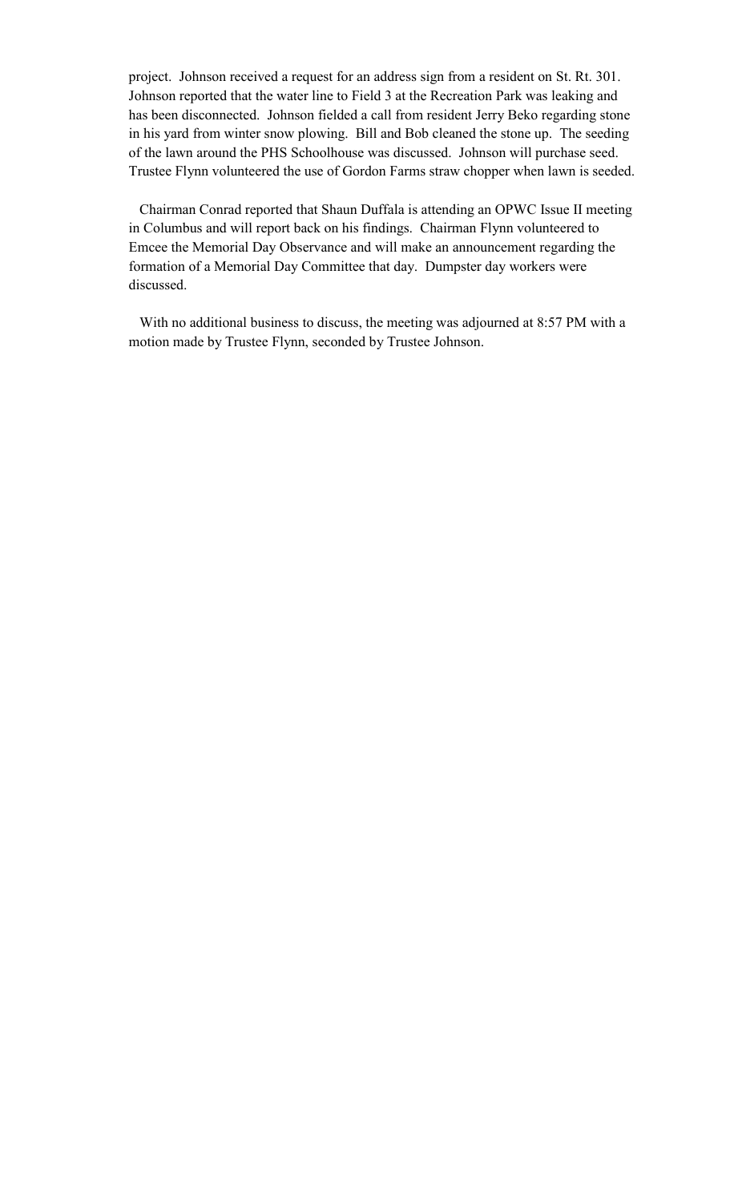project. Johnson received a request for an address sign from a resident on St. Rt. 301. Johnson reported that the water line to Field 3 at the Recreation Park was leaking and has been disconnected. Johnson fielded a call from resident Jerry Beko regarding stone in his yard from winter snow plowing. Bill and Bob cleaned the stone up. The seeding of the lawn around the PHS Schoolhouse was discussed. Johnson will purchase seed. Trustee Flynn volunteered the use of Gordon Farms straw chopper when lawn is seeded.

Chairman Conrad reported that Shaun Duffala is attending an OPWC Issue II meeting in Columbus and will report back on his findings. Chairman Flynn volunteered to Emcee the Memorial Day Observance and will make an announcement regarding the formation of a Memorial Day Committee that day. Dumpster day workers were discussed.

With no additional business to discuss, the meeting was adjourned at 8:57 PM with a motion made by Trustee Flynn, seconded by Trustee Johnson.